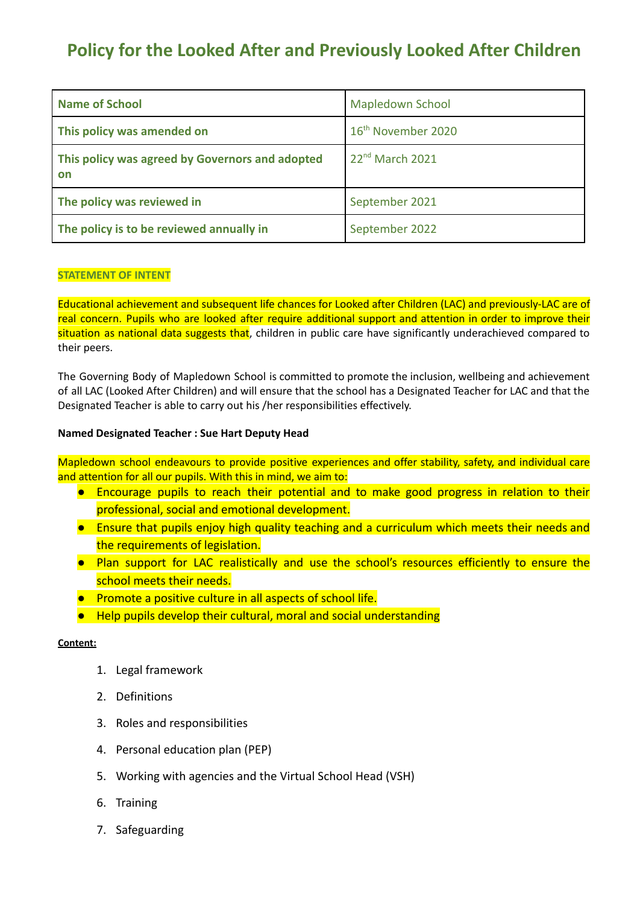# Policy for the Looked After and Previously Looked After Children

| Name of School | Mapledown School |
|---|---|
| This policy was amended on | 16th November 2020 |
| This policy was agreed by Governors and adopted on | 22nd March 2021 |
| The policy was reviewed in | September 2021 |
| The policy is to be reviewed annually in | September 2022 |

**STATEMENT OF INTENT**

Educational achievement and subsequent life chances for Looked after Children (LAC) and previously-LAC are of real concern. Pupils who are looked after require additional support and attention in order to improve their situation as national data suggests that, children in public care have significantly underachieved compared to their peers.

The Governing Body of Mapledown School is committed to promote the inclusion, wellbeing and achievement of all LAC (Looked After Children) and will ensure that the school has a Designated Teacher for LAC and that the Designated Teacher is able to carry out his /her responsibilities effectively.

**Named Designated Teacher : Sue Hart Deputy Head**

Mapledown school endeavours to provide positive experiences and offer stability, safety, and individual care and attention for all our pupils. With this in mind, we aim to:

- Encourage pupils to reach their potential and to make good progress in relation to their professional, social and emotional development.
- Ensure that pupils enjoy high quality teaching and a curriculum which meets their needs and the requirements of legislation.
- Plan support for LAC realistically and use the school's resources efficiently to ensure the school meets their needs.
- Promote a positive culture in all aspects of school life.
- Help pupils develop their cultural, moral and social understanding

**Content:**

1. Legal framework
2. Definitions
3. Roles and responsibilities
4. Personal education plan (PEP)
5. Working with agencies and the Virtual School Head (VSH)
6. Training
7. Safeguarding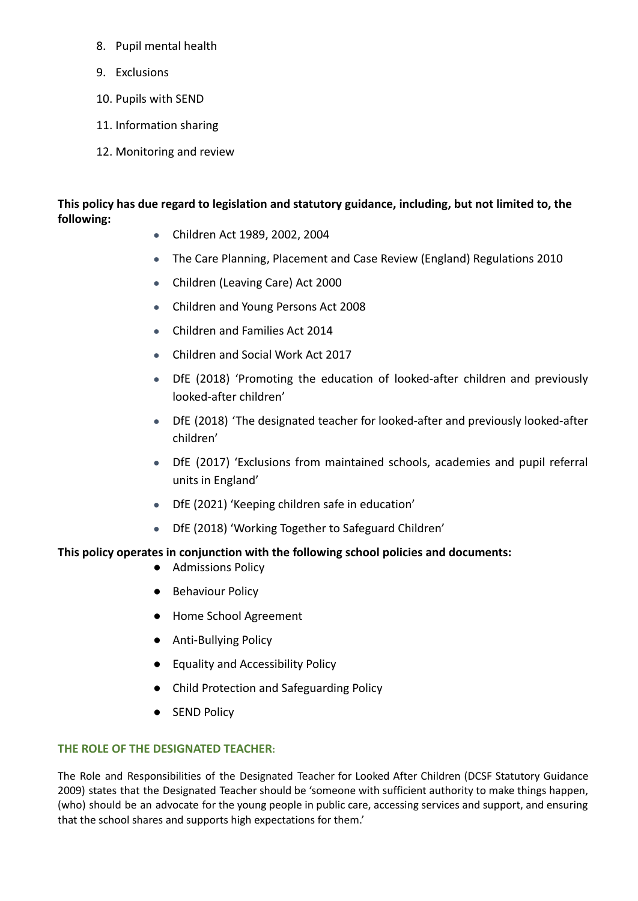8. Pupil mental health
9. Exclusions
10. Pupils with SEND
11. Information sharing
12. Monitoring and review

**This policy has due regard to legislation and statutory guidance, including, but not limited to, the following:**

- Children Act 1989, 2002, 2004
- The Care Planning, Placement and Case Review (England) Regulations 2010
- Children (Leaving Care) Act 2000
- Children and Young Persons Act 2008
- Children and Families Act 2014
- Children and Social Work Act 2017
- DfE (2018) 'Promoting the education of looked-after children and previously looked-after children'
- DfE (2018) 'The designated teacher for looked-after and previously looked-after children'
- DfE (2017) 'Exclusions from maintained schools, academies and pupil referral units in England'
- DfE (2021) 'Keeping children safe in education'
- DfE (2018) 'Working Together to Safeguard Children'

**This policy operates in conjunction with the following school policies and documents:**

- Admissions Policy
- Behaviour Policy
- Home School Agreement
- Anti-Bullying Policy
- Equality and Accessibility Policy
- Child Protection and Safeguarding Policy
- SEND Policy

## THE ROLE OF THE DESIGNATED TEACHER:

The Role and Responsibilities of the Designated Teacher for Looked After Children (DCSF Statutory Guidance 2009) states that the Designated Teacher should be 'someone with sufficient authority to make things happen, (who) should be an advocate for the young people in public care, accessing services and support, and ensuring that the school shares and supports high expectations for them.'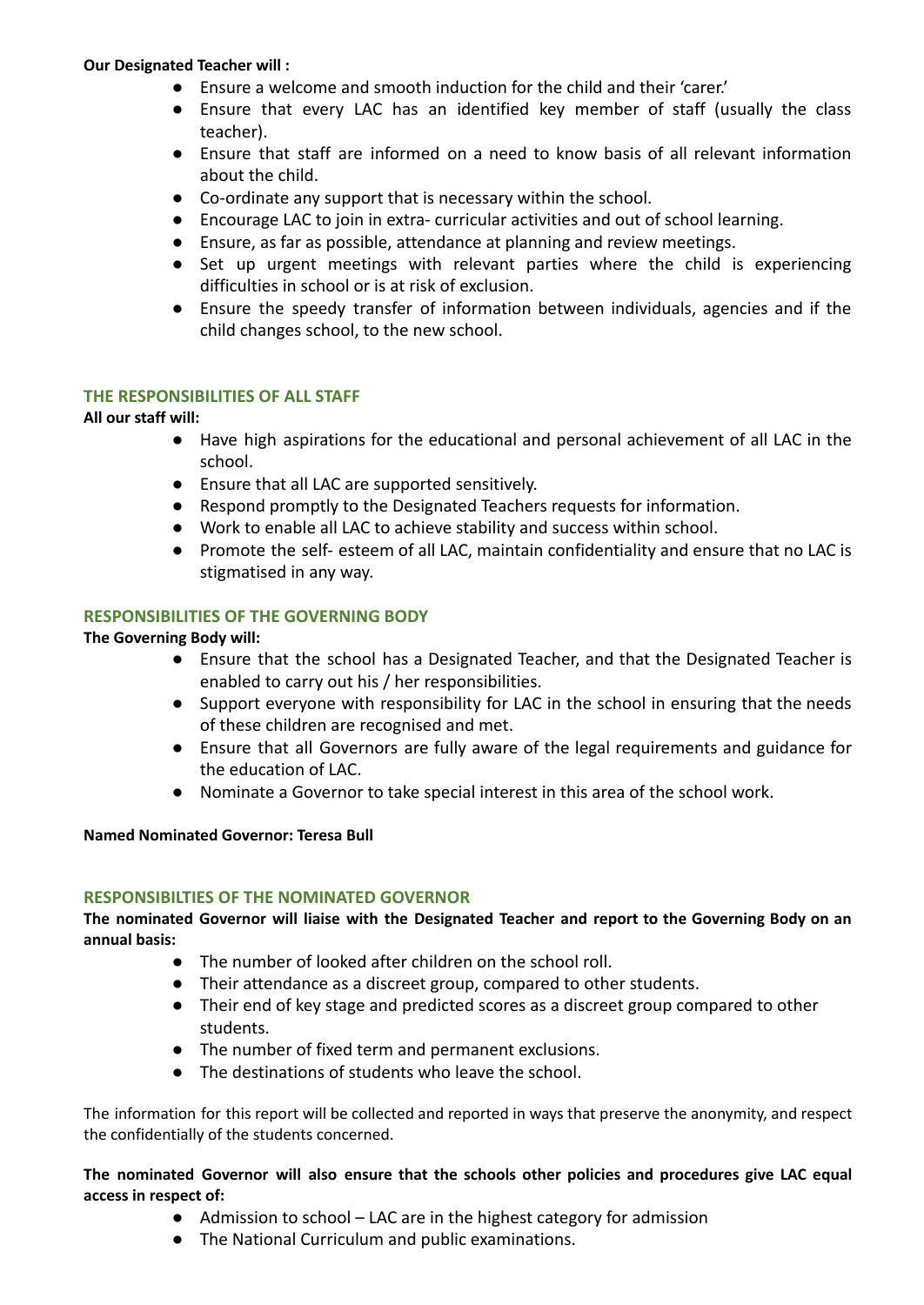**Our Designated Teacher will :**

- Ensure a welcome and smooth induction for the child and their 'carer.'
- Ensure that every LAC has an identified key member of staff (usually the class teacher).
- Ensure that staff are informed on a need to know basis of all relevant information about the child.
- Co-ordinate any support that is necessary within the school.
- Encourage LAC to join in extra- curricular activities and out of school learning.
- Ensure, as far as possible, attendance at planning and review meetings.
- Set up urgent meetings with relevant parties where the child is experiencing difficulties in school or is at risk of exclusion.
- Ensure the speedy transfer of information between individuals, agencies and if the child changes school, to the new school.

## THE RESPONSIBILITIES OF ALL STAFF

**All our staff will:**

- Have high aspirations for the educational and personal achievement of all LAC in the school.
- Ensure that all LAC are supported sensitively.
- Respond promptly to the Designated Teachers requests for information.
- Work to enable all LAC to achieve stability and success within school.
- Promote the self- esteem of all LAC, maintain confidentiality and ensure that no LAC is stigmatised in any way.

## RESPONSIBILITIES OF THE GOVERNING BODY

**The Governing Body will:**

- Ensure that the school has a Designated Teacher, and that the Designated Teacher is enabled to carry out his / her responsibilities.
- Support everyone with responsibility for LAC in the school in ensuring that the needs of these children are recognised and met.
- Ensure that all Governors are fully aware of the legal requirements and guidance for the education of LAC.
- Nominate a Governor to take special interest in this area of the school work.

**Named Nominated Governor: Teresa Bull**

## RESPONSIBILTIES OF THE NOMINATED GOVERNOR

**The nominated Governor will liaise with the Designated Teacher and report to the Governing Body on an annual basis:**

- The number of looked after children on the school roll.
- Their attendance as a discreet group, compared to other students.
- Their end of key stage and predicted scores as a discreet group compared to other students.
- The number of fixed term and permanent exclusions.
- The destinations of students who leave the school.

The information for this report will be collected and reported in ways that preserve the anonymity, and respect the confidentially of the students concerned.

**The nominated Governor will also ensure that the schools other policies and procedures give LAC equal access in respect of:**

- Admission to school – LAC are in the highest category for admission
- The National Curriculum and public examinations.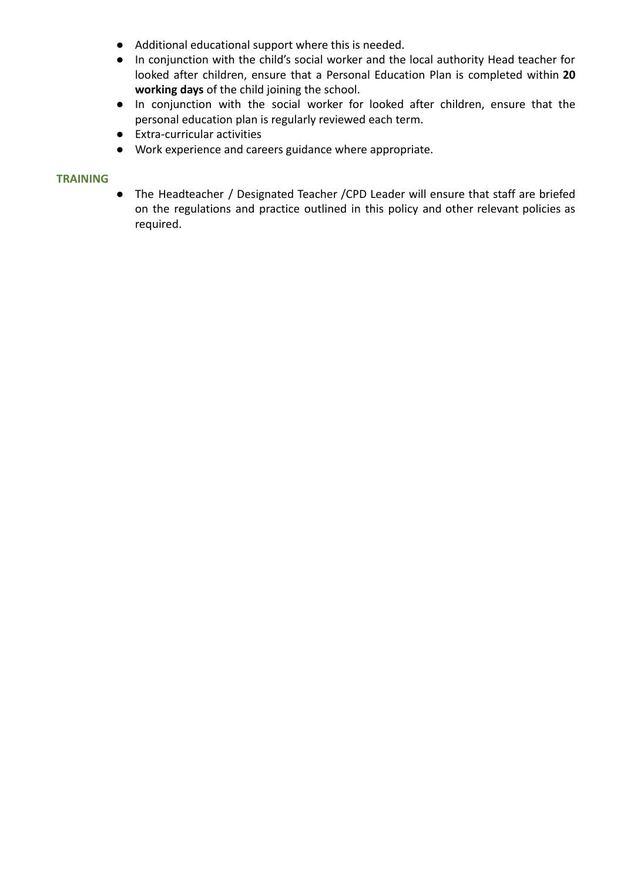- Additional educational support where this is needed.
- In conjunction with the child's social worker and the local authority Head teacher for looked after children, ensure that a Personal Education Plan is completed within **20 working days** of the child joining the school.
- In conjunction with the social worker for looked after children, ensure that the personal education plan is regularly reviewed each term.
- Extra-curricular activities
- Work experience and careers guidance where appropriate.

## TRAINING

- The Headteacher / Designated Teacher /CPD Leader will ensure that staff are briefed on the regulations and practice outlined in this policy and other relevant policies as required.